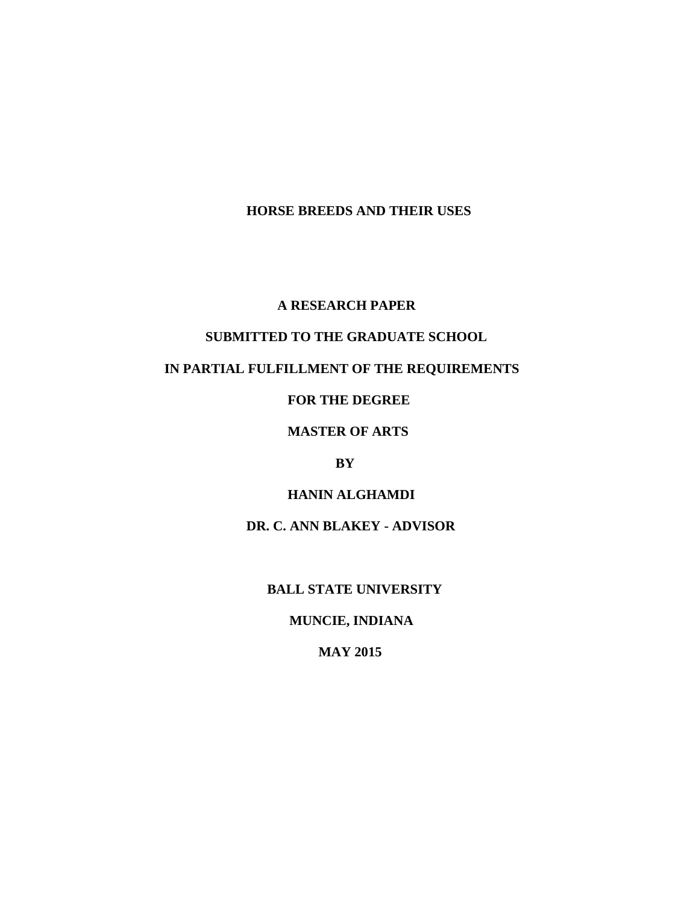# HORSE BREEDS AND THEIR USES

**A RESEARCH PAPER**

**SUBMITTED TO THE GRADUATE SCHOOL**

**IN PARTIAL FULFILLMENT OF THE REQUIREMENTS**

**FOR THE DEGREE**

**MASTER OF ARTS**

**BY**

**HANIN ALGHAMDI**

**DR. C. ANN BLAKEY - ADVISOR**

**BALL STATE UNIVERSITY**

**MUNCIE, INDIANA**

**MAY 2015**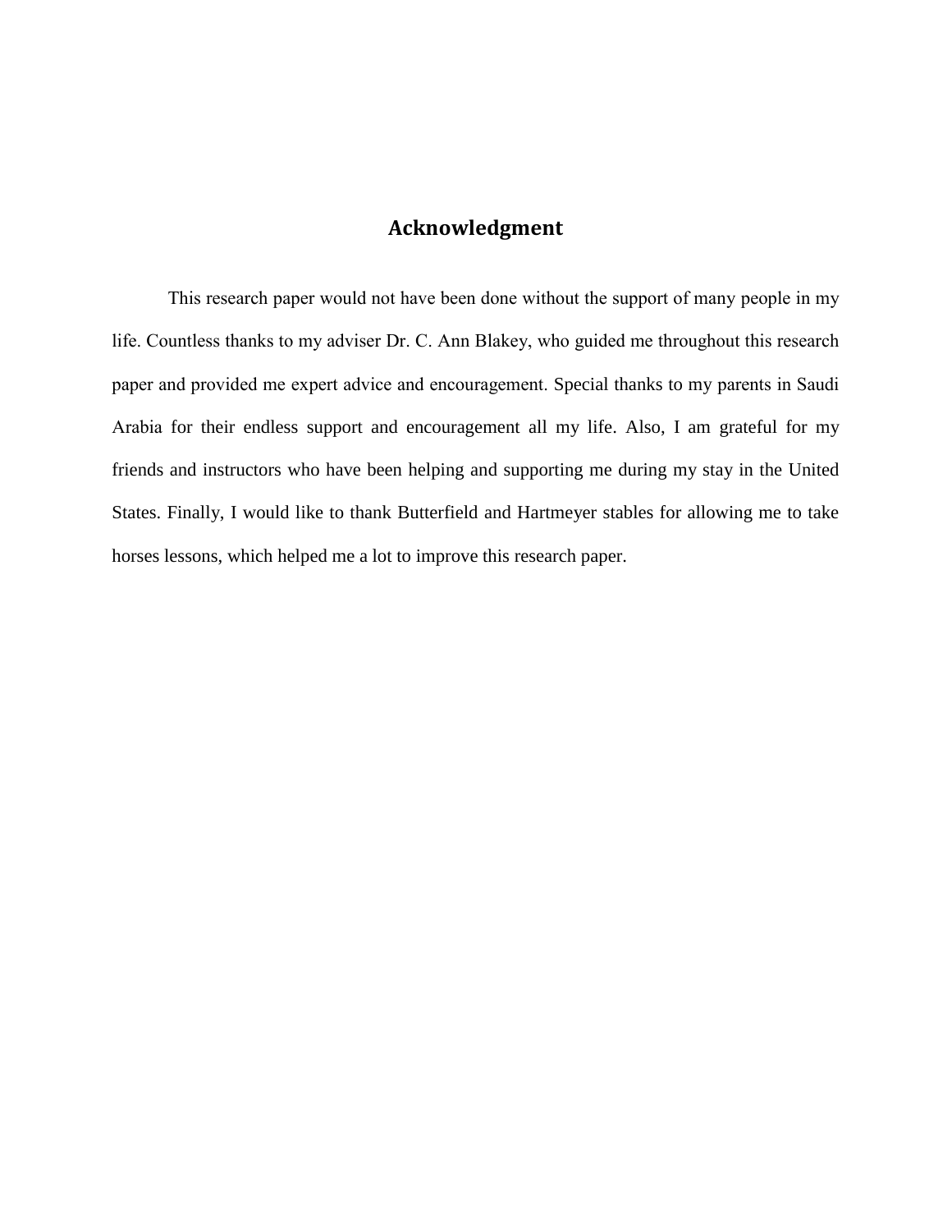## Acknowledgment

This research paper would not have been done without the support of many people in my life. Countless thanks to my adviser Dr. C. Ann Blakey, who guided me throughout this research paper and provided me expert advice and encouragement. Special thanks to my parents in Saudi Arabia for their endless support and encouragement all my life. Also, I am grateful for my friends and instructors who have been helping and supporting me during my stay in the United States. Finally, I would like to thank Butterfield and Hartmeyer stables for allowing me to take horses lessons, which helped me a lot to improve this research paper.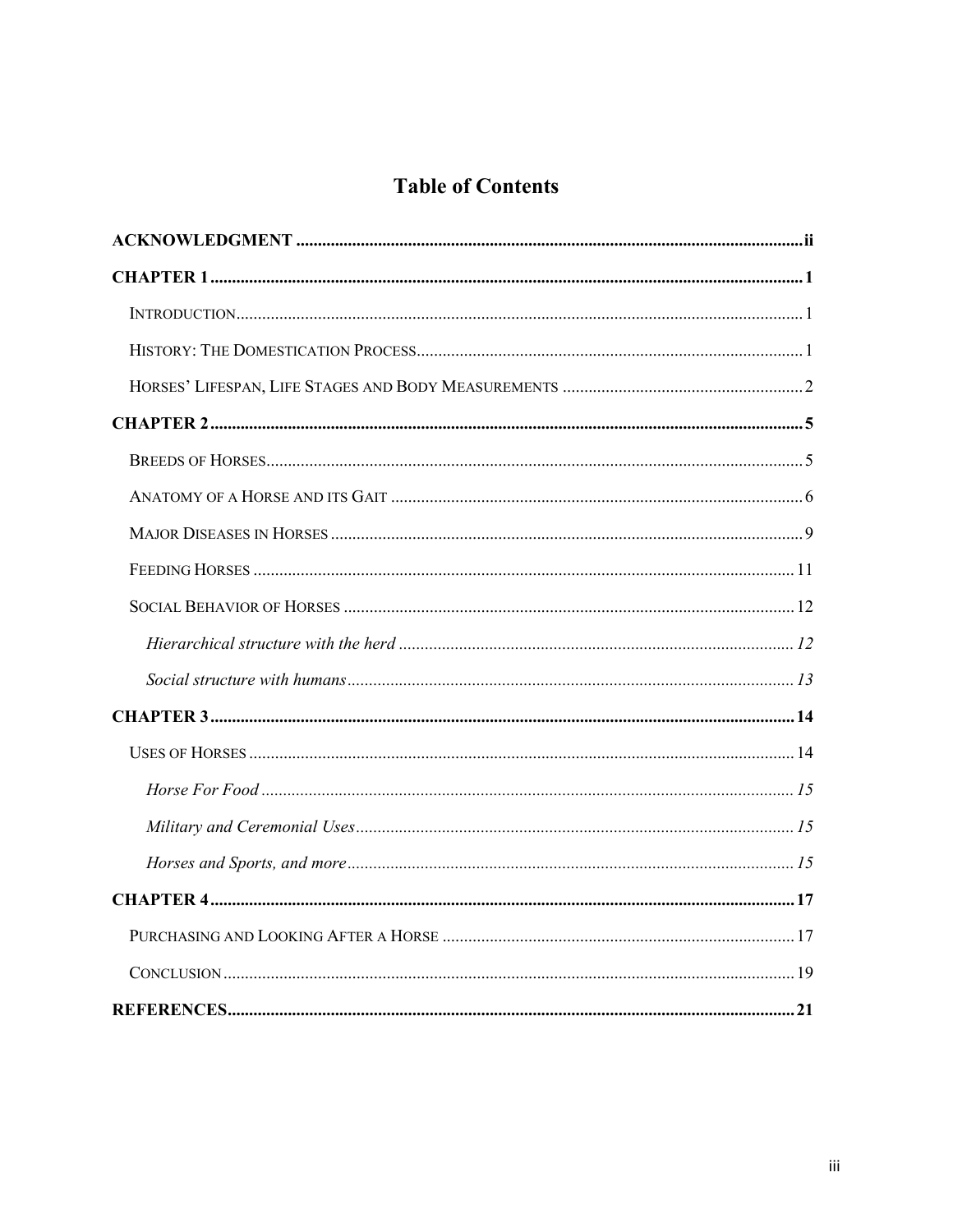# Table of Contents

**ACKNOWLEDGMENT** ..... **ii**

**CHAPTER 1** ..... **1**

- INTRODUCTION ..... 1
- HISTORY: THE DOMESTICATION PROCESS ..... 1
- HORSES' LIFESPAN, LIFE STAGES AND BODY MEASUREMENTS ..... 2

**CHAPTER 2** ..... **5**

- BREEDS OF HORSES ..... 5
- ANATOMY OF A HORSE AND ITS GAIT ..... 6
- MAJOR DISEASES IN HORSES ..... 9
- FEEDING HORSES ..... 11
- SOCIAL BEHAVIOR OF HORSES ..... 12
  - *Hierarchical structure with the herd ..... 12*
  - *Social structure with humans ..... 13*

**CHAPTER 3** ..... **14**

- USES OF HORSES ..... 14
  - *Horse For Food ..... 15*
  - *Military and Ceremonial Uses ..... 15*
  - *Horses and Sports, and more ..... 15*

**CHAPTER 4** ..... **17**

- PURCHASING AND LOOKING AFTER A HORSE ..... 17
- CONCLUSION ..... 19

**REFERENCES** ..... **21**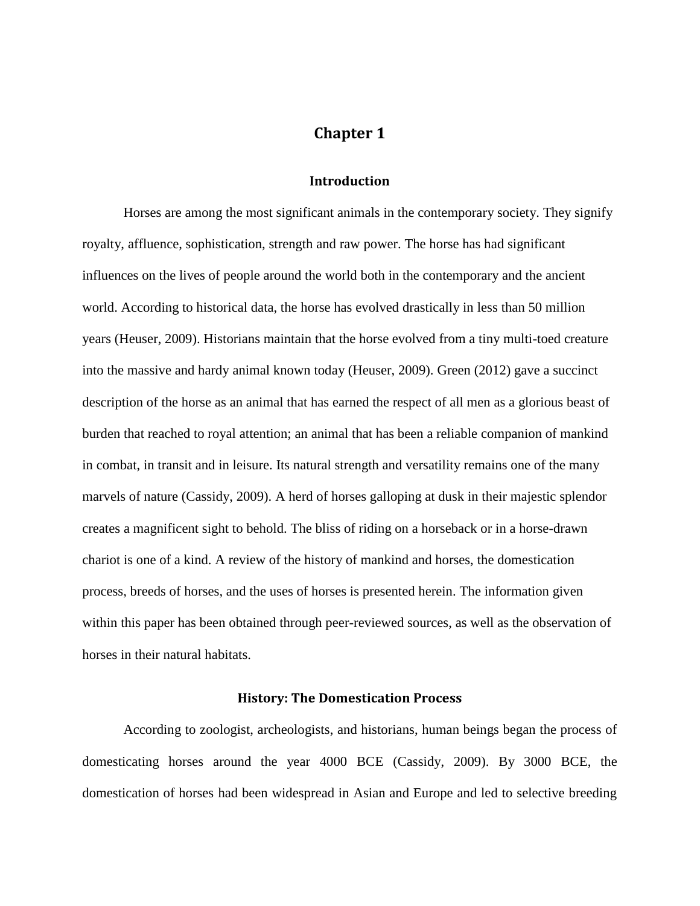# Chapter 1

## Introduction

Horses are among the most significant animals in the contemporary society. They signify royalty, affluence, sophistication, strength and raw power. The horse has had significant influences on the lives of people around the world both in the contemporary and the ancient world. According to historical data, the horse has evolved drastically in less than 50 million years (Heuser, 2009). Historians maintain that the horse evolved from a tiny multi-toed creature into the massive and hardy animal known today (Heuser, 2009). Green (2012) gave a succinct description of the horse as an animal that has earned the respect of all men as a glorious beast of burden that reached to royal attention; an animal that has been a reliable companion of mankind in combat, in transit and in leisure. Its natural strength and versatility remains one of the many marvels of nature (Cassidy, 2009). A herd of horses galloping at dusk in their majestic splendor creates a magnificent sight to behold. The bliss of riding on a horseback or in a horse-drawn chariot is one of a kind. A review of the history of mankind and horses, the domestication process, breeds of horses, and the uses of horses is presented herein. The information given within this paper has been obtained through peer-reviewed sources, as well as the observation of horses in their natural habitats.

### History: The Domestication Process

According to zoologist, archeologists, and historians, human beings began the process of domesticating horses around the year 4000 BCE (Cassidy, 2009). By 3000 BCE, the domestication of horses had been widespread in Asian and Europe and led to selective breeding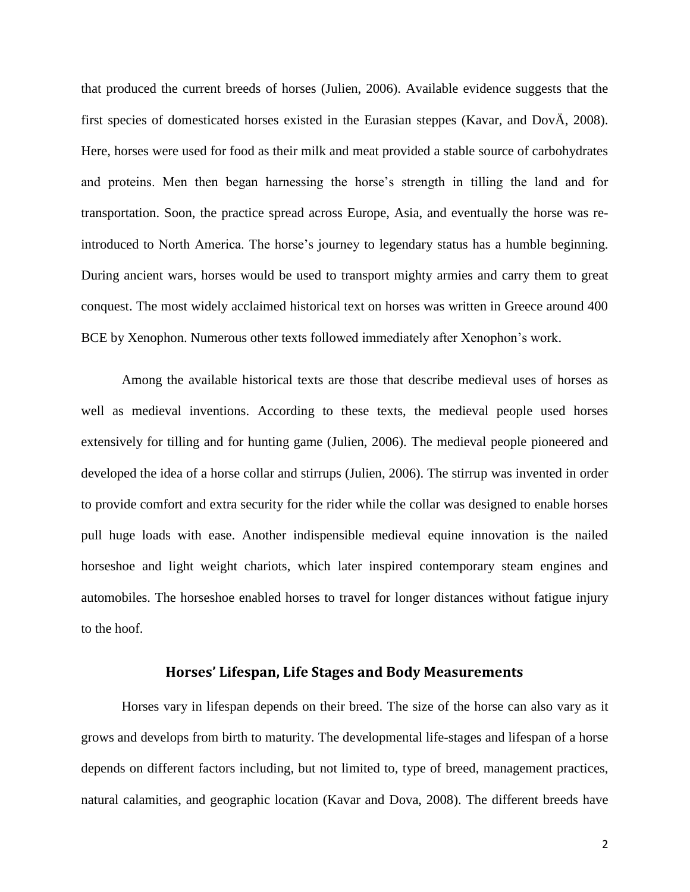that produced the current breeds of horses (Julien, 2006). Available evidence suggests that the first species of domesticated horses existed in the Eurasian steppes (Kavar, and DovÄ, 2008). Here, horses were used for food as their milk and meat provided a stable source of carbohydrates and proteins. Men then began harnessing the horse's strength in tilling the land and for transportation. Soon, the practice spread across Europe, Asia, and eventually the horse was re-introduced to North America. The horse's journey to legendary status has a humble beginning. During ancient wars, horses would be used to transport mighty armies and carry them to great conquest. The most widely acclaimed historical text on horses was written in Greece around 400 BCE by Xenophon. Numerous other texts followed immediately after Xenophon's work.

Among the available historical texts are those that describe medieval uses of horses as well as medieval inventions. According to these texts, the medieval people used horses extensively for tilling and for hunting game (Julien, 2006). The medieval people pioneered and developed the idea of a horse collar and stirrups (Julien, 2006). The stirrup was invented in order to provide comfort and extra security for the rider while the collar was designed to enable horses pull huge loads with ease. Another indispensible medieval equine innovation is the nailed horseshoe and light weight chariots, which later inspired contemporary steam engines and automobiles. The horseshoe enabled horses to travel for longer distances without fatigue injury to the hoof.

## Horses' Lifespan, Life Stages and Body Measurements

Horses vary in lifespan depends on their breed. The size of the horse can also vary as it grows and develops from birth to maturity. The developmental life-stages and lifespan of a horse depends on different factors including, but not limited to, type of breed, management practices, natural calamities, and geographic location (Kavar and Dova, 2008). The different breeds have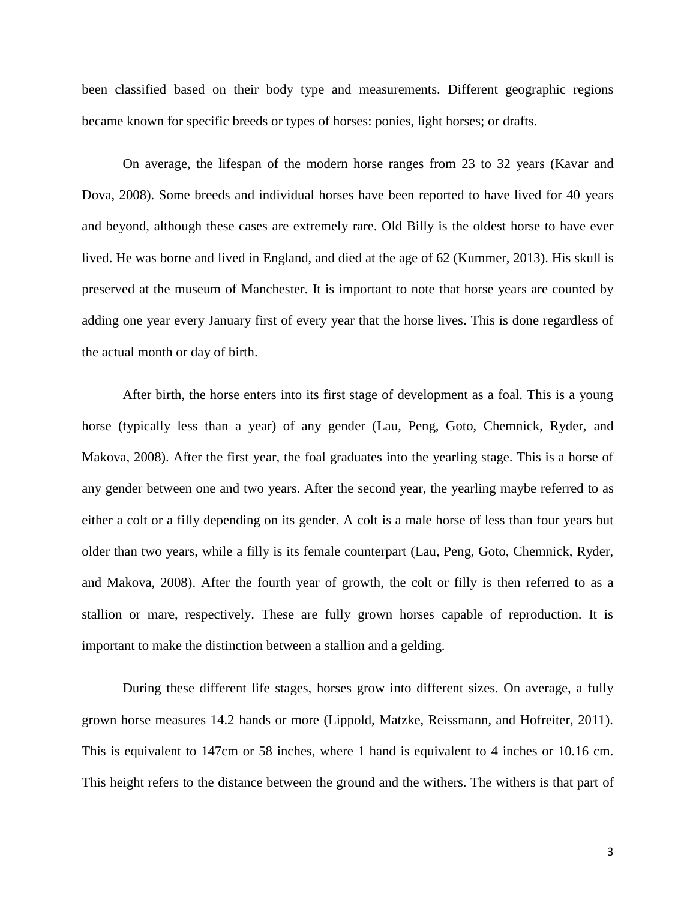been classified based on their body type and measurements. Different geographic regions became known for specific breeds or types of horses: ponies, light horses; or drafts.

On average, the lifespan of the modern horse ranges from 23 to 32 years (Kavar and Dova, 2008). Some breeds and individual horses have been reported to have lived for 40 years and beyond, although these cases are extremely rare. Old Billy is the oldest horse to have ever lived. He was borne and lived in England, and died at the age of 62 (Kummer, 2013). His skull is preserved at the museum of Manchester. It is important to note that horse years are counted by adding one year every January first of every year that the horse lives. This is done regardless of the actual month or day of birth.

After birth, the horse enters into its first stage of development as a foal. This is a young horse (typically less than a year) of any gender (Lau, Peng, Goto, Chemnick, Ryder, and Makova, 2008). After the first year, the foal graduates into the yearling stage. This is a horse of any gender between one and two years. After the second year, the yearling maybe referred to as either a colt or a filly depending on its gender. A colt is a male horse of less than four years but older than two years, while a filly is its female counterpart (Lau, Peng, Goto, Chemnick, Ryder, and Makova, 2008). After the fourth year of growth, the colt or filly is then referred to as a stallion or mare, respectively. These are fully grown horses capable of reproduction. It is important to make the distinction between a stallion and a gelding.

During these different life stages, horses grow into different sizes. On average, a fully grown horse measures 14.2 hands or more (Lippold, Matzke, Reissmann, and Hofreiter, 2011). This is equivalent to 147cm or 58 inches, where 1 hand is equivalent to 4 inches or 10.16 cm. This height refers to the distance between the ground and the withers. The withers is that part of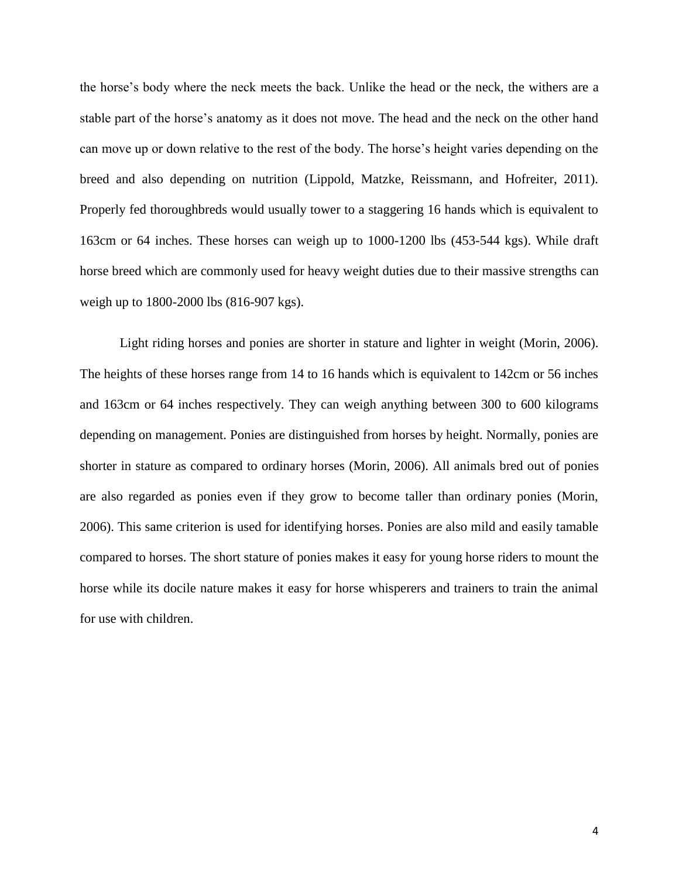the horse's body where the neck meets the back. Unlike the head or the neck, the withers are a stable part of the horse's anatomy as it does not move. The head and the neck on the other hand can move up or down relative to the rest of the body. The horse's height varies depending on the breed and also depending on nutrition (Lippold, Matzke, Reissmann, and Hofreiter, 2011). Properly fed thoroughbreds would usually tower to a staggering 16 hands which is equivalent to 163cm or 64 inches. These horses can weigh up to 1000-1200 lbs (453-544 kgs). While draft horse breed which are commonly used for heavy weight duties due to their massive strengths can weigh up to 1800-2000 lbs (816-907 kgs).

Light riding horses and ponies are shorter in stature and lighter in weight (Morin, 2006). The heights of these horses range from 14 to 16 hands which is equivalent to 142cm or 56 inches and 163cm or 64 inches respectively. They can weigh anything between 300 to 600 kilograms depending on management. Ponies are distinguished from horses by height. Normally, ponies are shorter in stature as compared to ordinary horses (Morin, 2006). All animals bred out of ponies are also regarded as ponies even if they grow to become taller than ordinary ponies (Morin, 2006). This same criterion is used for identifying horses. Ponies are also mild and easily tamable compared to horses. The short stature of ponies makes it easy for young horse riders to mount the horse while its docile nature makes it easy for horse whisperers and trainers to train the animal for use with children.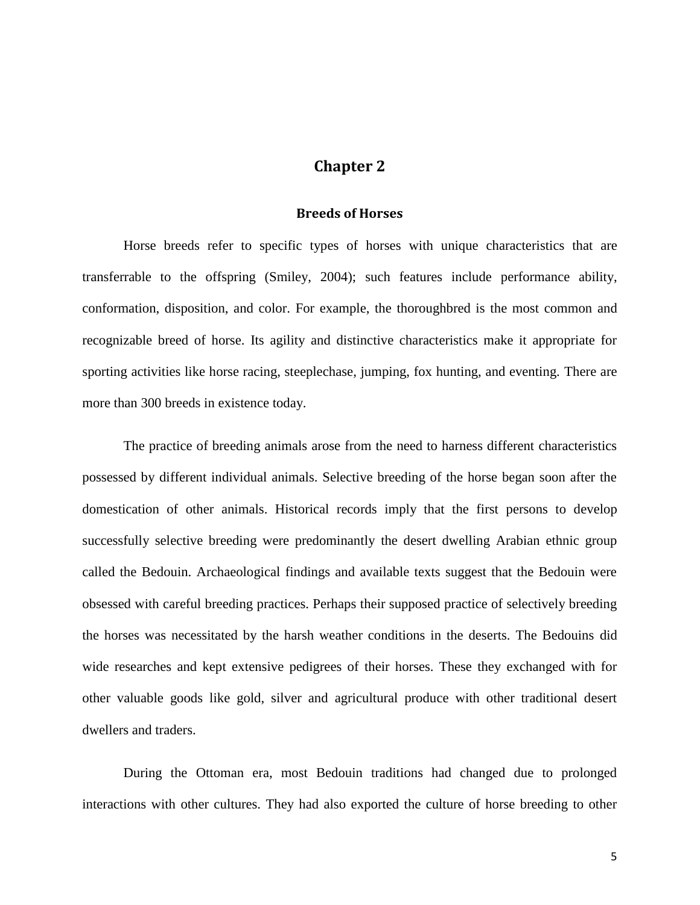# Chapter 2

## Breeds of Horses

Horse breeds refer to specific types of horses with unique characteristics that are transferrable to the offspring (Smiley, 2004); such features include performance ability, conformation, disposition, and color. For example, the thoroughbred is the most common and recognizable breed of horse. Its agility and distinctive characteristics make it appropriate for sporting activities like horse racing, steeplechase, jumping, fox hunting, and eventing. There are more than 300 breeds in existence today.

The practice of breeding animals arose from the need to harness different characteristics possessed by different individual animals. Selective breeding of the horse began soon after the domestication of other animals. Historical records imply that the first persons to develop successfully selective breeding were predominantly the desert dwelling Arabian ethnic group called the Bedouin. Archaeological findings and available texts suggest that the Bedouin were obsessed with careful breeding practices. Perhaps their supposed practice of selectively breeding the horses was necessitated by the harsh weather conditions in the deserts. The Bedouins did wide researches and kept extensive pedigrees of their horses. These they exchanged with for other valuable goods like gold, silver and agricultural produce with other traditional desert dwellers and traders.

During the Ottoman era, most Bedouin traditions had changed due to prolonged interactions with other cultures. They had also exported the culture of horse breeding to other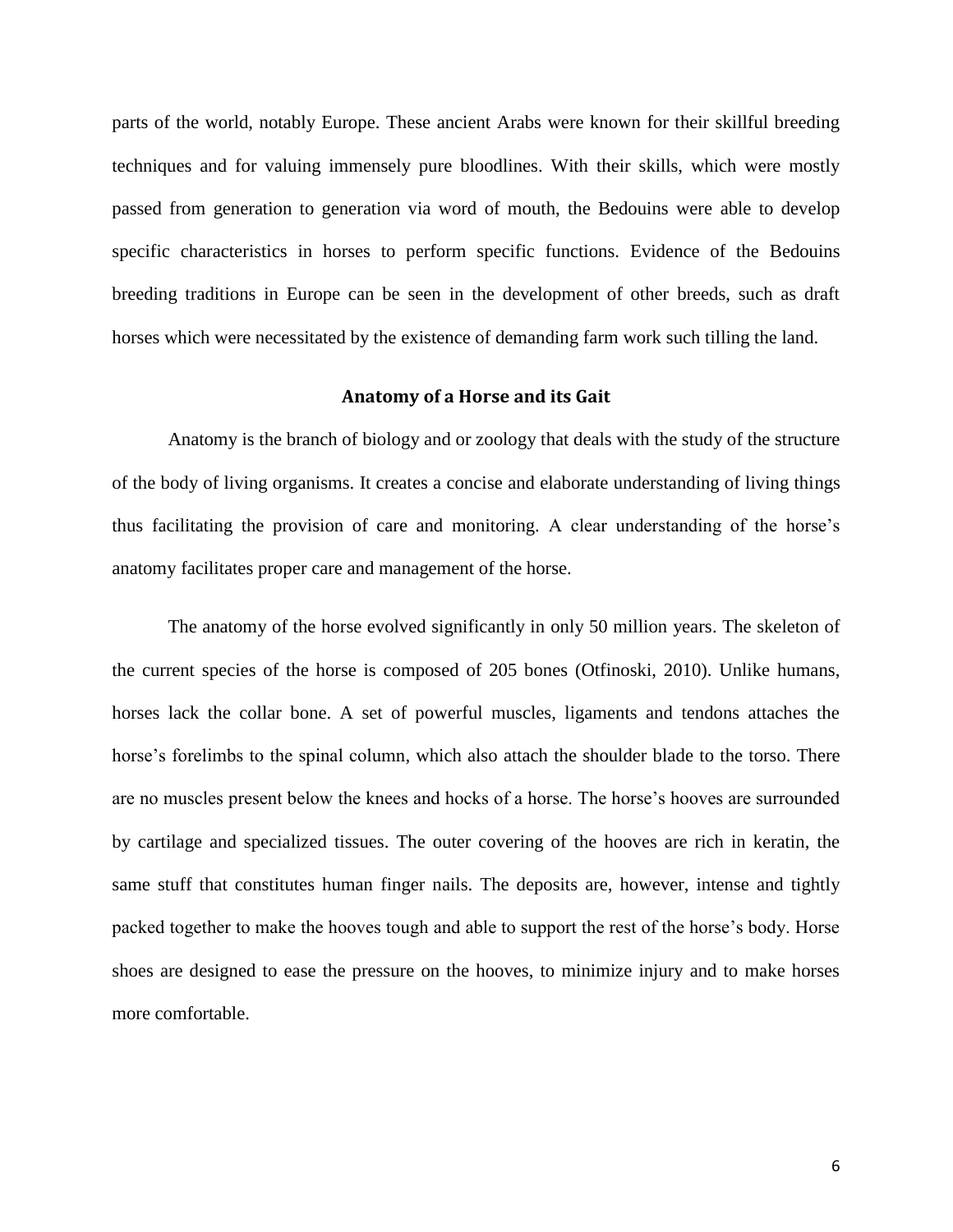parts of the world, notably Europe. These ancient Arabs were known for their skillful breeding techniques and for valuing immensely pure bloodlines. With their skills, which were mostly passed from generation to generation via word of mouth, the Bedouins were able to develop specific characteristics in horses to perform specific functions. Evidence of the Bedouins breeding traditions in Europe can be seen in the development of other breeds, such as draft horses which were necessitated by the existence of demanding farm work such tilling the land.

## Anatomy of a Horse and its Gait

Anatomy is the branch of biology and or zoology that deals with the study of the structure of the body of living organisms. It creates a concise and elaborate understanding of living things thus facilitating the provision of care and monitoring. A clear understanding of the horse's anatomy facilitates proper care and management of the horse.

The anatomy of the horse evolved significantly in only 50 million years. The skeleton of the current species of the horse is composed of 205 bones (Otfinoski, 2010). Unlike humans, horses lack the collar bone. A set of powerful muscles, ligaments and tendons attaches the horse's forelimbs to the spinal column, which also attach the shoulder blade to the torso. There are no muscles present below the knees and hocks of a horse. The horse's hooves are surrounded by cartilage and specialized tissues. The outer covering of the hooves are rich in keratin, the same stuff that constitutes human finger nails. The deposits are, however, intense and tightly packed together to make the hooves tough and able to support the rest of the horse's body. Horse shoes are designed to ease the pressure on the hooves, to minimize injury and to make horses more comfortable.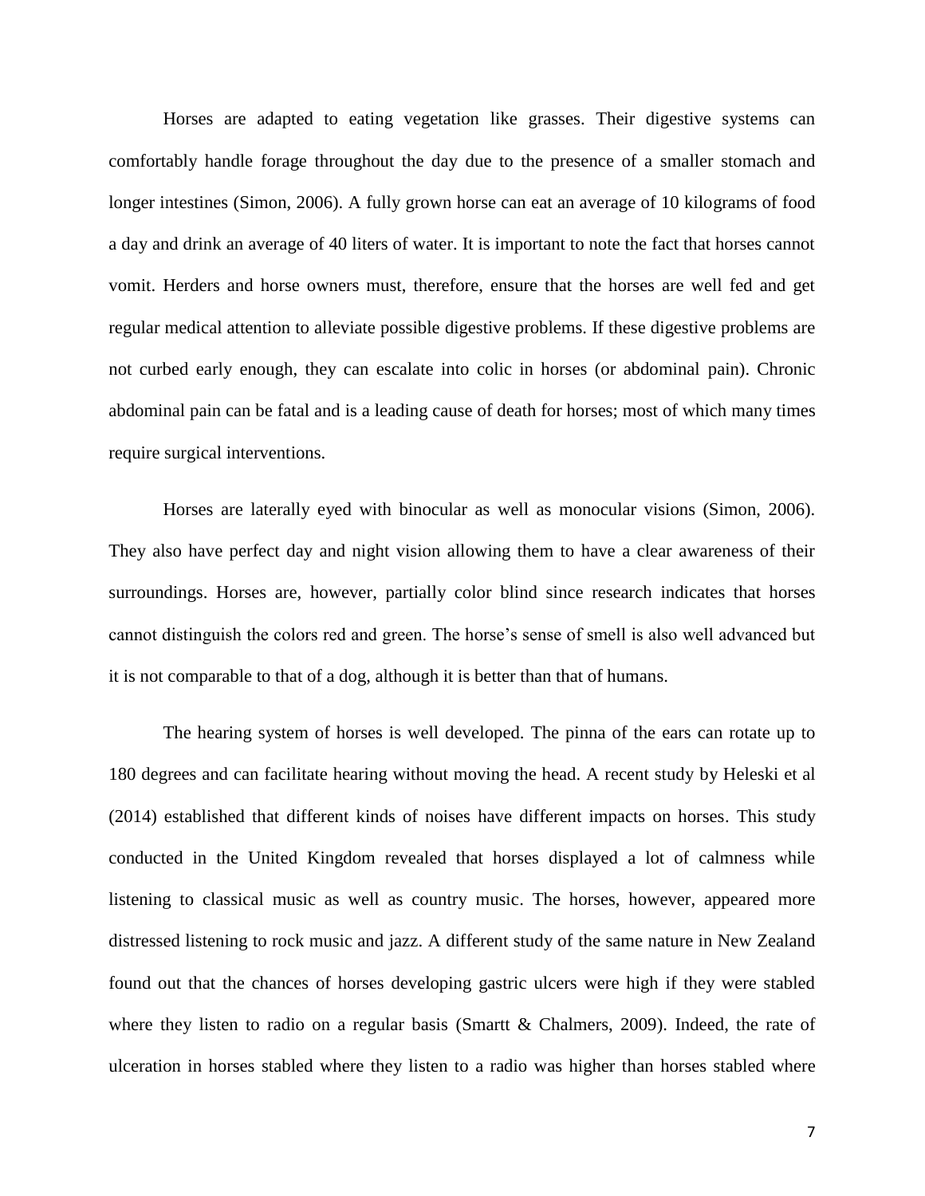Horses are adapted to eating vegetation like grasses. Their digestive systems can comfortably handle forage throughout the day due to the presence of a smaller stomach and longer intestines (Simon, 2006). A fully grown horse can eat an average of 10 kilograms of food a day and drink an average of 40 liters of water. It is important to note the fact that horses cannot vomit. Herders and horse owners must, therefore, ensure that the horses are well fed and get regular medical attention to alleviate possible digestive problems. If these digestive problems are not curbed early enough, they can escalate into colic in horses (or abdominal pain). Chronic abdominal pain can be fatal and is a leading cause of death for horses; most of which many times require surgical interventions.

Horses are laterally eyed with binocular as well as monocular visions (Simon, 2006). They also have perfect day and night vision allowing them to have a clear awareness of their surroundings. Horses are, however, partially color blind since research indicates that horses cannot distinguish the colors red and green. The horse's sense of smell is also well advanced but it is not comparable to that of a dog, although it is better than that of humans.

The hearing system of horses is well developed. The pinna of the ears can rotate up to 180 degrees and can facilitate hearing without moving the head. A recent study by Heleski et al (2014) established that different kinds of noises have different impacts on horses. This study conducted in the United Kingdom revealed that horses displayed a lot of calmness while listening to classical music as well as country music. The horses, however, appeared more distressed listening to rock music and jazz. A different study of the same nature in New Zealand found out that the chances of horses developing gastric ulcers were high if they were stabled where they listen to radio on a regular basis (Smartt & Chalmers, 2009). Indeed, the rate of ulceration in horses stabled where they listen to a radio was higher than horses stabled where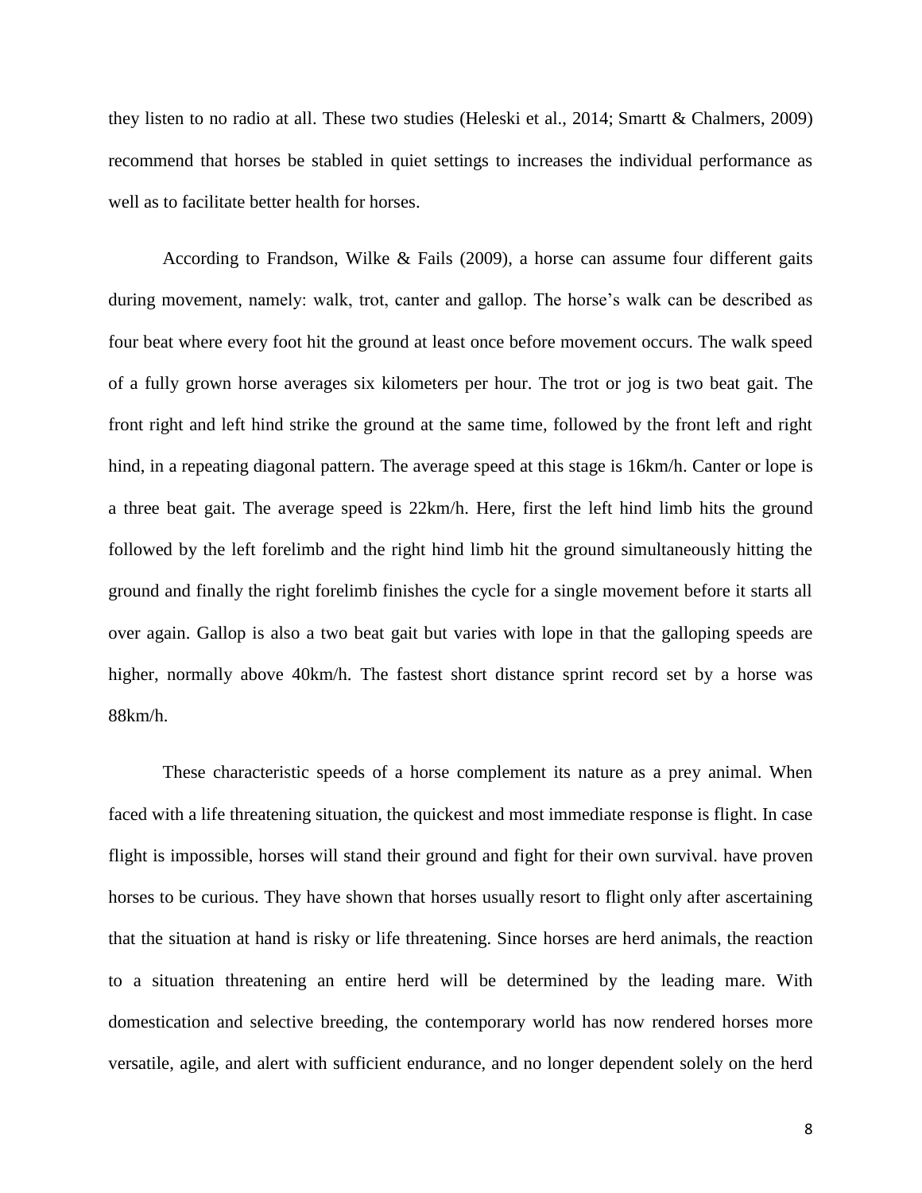they listen to no radio at all. These two studies (Heleski et al., 2014; Smartt & Chalmers, 2009) recommend that horses be stabled in quiet settings to increases the individual performance as well as to facilitate better health for horses.

According to Frandson, Wilke & Fails (2009), a horse can assume four different gaits during movement, namely: walk, trot, canter and gallop. The horse's walk can be described as four beat where every foot hit the ground at least once before movement occurs. The walk speed of a fully grown horse averages six kilometers per hour. The trot or jog is two beat gait. The front right and left hind strike the ground at the same time, followed by the front left and right hind, in a repeating diagonal pattern. The average speed at this stage is 16km/h. Canter or lope is a three beat gait. The average speed is 22km/h. Here, first the left hind limb hits the ground followed by the left forelimb and the right hind limb hit the ground simultaneously hitting the ground and finally the right forelimb finishes the cycle for a single movement before it starts all over again. Gallop is also a two beat gait but varies with lope in that the galloping speeds are higher, normally above 40km/h. The fastest short distance sprint record set by a horse was 88km/h.

These characteristic speeds of a horse complement its nature as a prey animal. When faced with a life threatening situation, the quickest and most immediate response is flight. In case flight is impossible, horses will stand their ground and fight for their own survival. have proven horses to be curious. They have shown that horses usually resort to flight only after ascertaining that the situation at hand is risky or life threatening. Since horses are herd animals, the reaction to a situation threatening an entire herd will be determined by the leading mare. With domestication and selective breeding, the contemporary world has now rendered horses more versatile, agile, and alert with sufficient endurance, and no longer dependent solely on the herd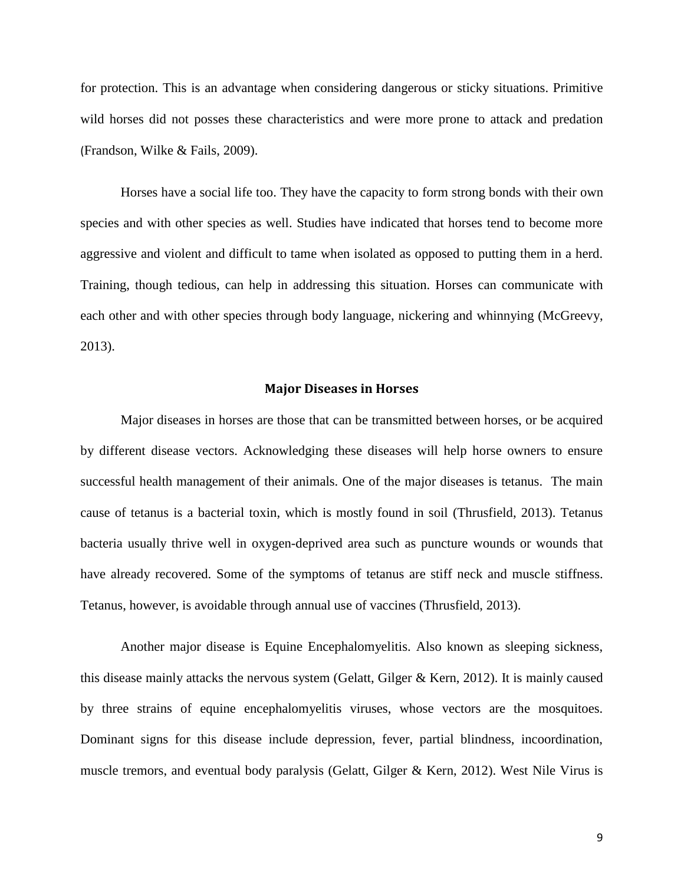for protection. This is an advantage when considering dangerous or sticky situations. Primitive wild horses did not posses these characteristics and were more prone to attack and predation (Frandson, Wilke & Fails, 2009).

Horses have a social life too. They have the capacity to form strong bonds with their own species and with other species as well. Studies have indicated that horses tend to become more aggressive and violent and difficult to tame when isolated as opposed to putting them in a herd. Training, though tedious, can help in addressing this situation. Horses can communicate with each other and with other species through body language, nickering and whinnying (McGreevy, 2013).

## Major Diseases in Horses

Major diseases in horses are those that can be transmitted between horses, or be acquired by different disease vectors. Acknowledging these diseases will help horse owners to ensure successful health management of their animals. One of the major diseases is tetanus. The main cause of tetanus is a bacterial toxin, which is mostly found in soil (Thrusfield, 2013). Tetanus bacteria usually thrive well in oxygen-deprived area such as puncture wounds or wounds that have already recovered. Some of the symptoms of tetanus are stiff neck and muscle stiffness. Tetanus, however, is avoidable through annual use of vaccines (Thrusfield, 2013).

Another major disease is Equine Encephalomyelitis. Also known as sleeping sickness, this disease mainly attacks the nervous system (Gelatt, Gilger & Kern, 2012). It is mainly caused by three strains of equine encephalomyelitis viruses, whose vectors are the mosquitoes. Dominant signs for this disease include depression, fever, partial blindness, incoordination, muscle tremors, and eventual body paralysis (Gelatt, Gilger & Kern, 2012). West Nile Virus is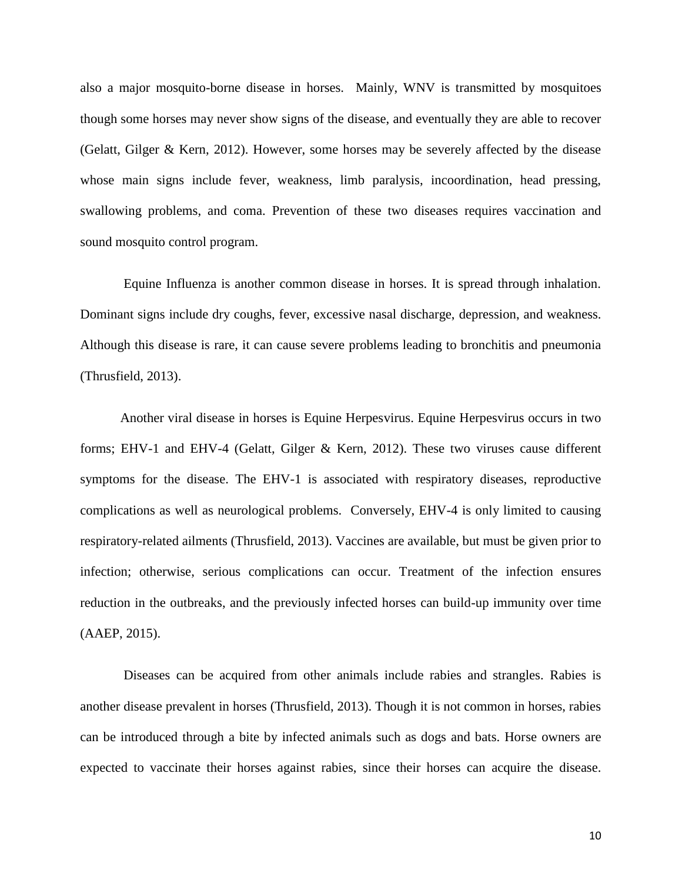also a major mosquito-borne disease in horses. Mainly, WNV is transmitted by mosquitoes though some horses may never show signs of the disease, and eventually they are able to recover (Gelatt, Gilger & Kern, 2012). However, some horses may be severely affected by the disease whose main signs include fever, weakness, limb paralysis, incoordination, head pressing, swallowing problems, and coma. Prevention of these two diseases requires vaccination and sound mosquito control program.

Equine Influenza is another common disease in horses. It is spread through inhalation. Dominant signs include dry coughs, fever, excessive nasal discharge, depression, and weakness. Although this disease is rare, it can cause severe problems leading to bronchitis and pneumonia (Thrusfield, 2013).

Another viral disease in horses is Equine Herpesvirus. Equine Herpesvirus occurs in two forms; EHV-1 and EHV-4 (Gelatt, Gilger & Kern, 2012). These two viruses cause different symptoms for the disease. The EHV-1 is associated with respiratory diseases, reproductive complications as well as neurological problems. Conversely, EHV-4 is only limited to causing respiratory-related ailments (Thrusfield, 2013). Vaccines are available, but must be given prior to infection; otherwise, serious complications can occur. Treatment of the infection ensures reduction in the outbreaks, and the previously infected horses can build-up immunity over time (AAEP, 2015).

Diseases can be acquired from other animals include rabies and strangles. Rabies is another disease prevalent in horses (Thrusfield, 2013). Though it is not common in horses, rabies can be introduced through a bite by infected animals such as dogs and bats. Horse owners are expected to vaccinate their horses against rabies, since their horses can acquire the disease.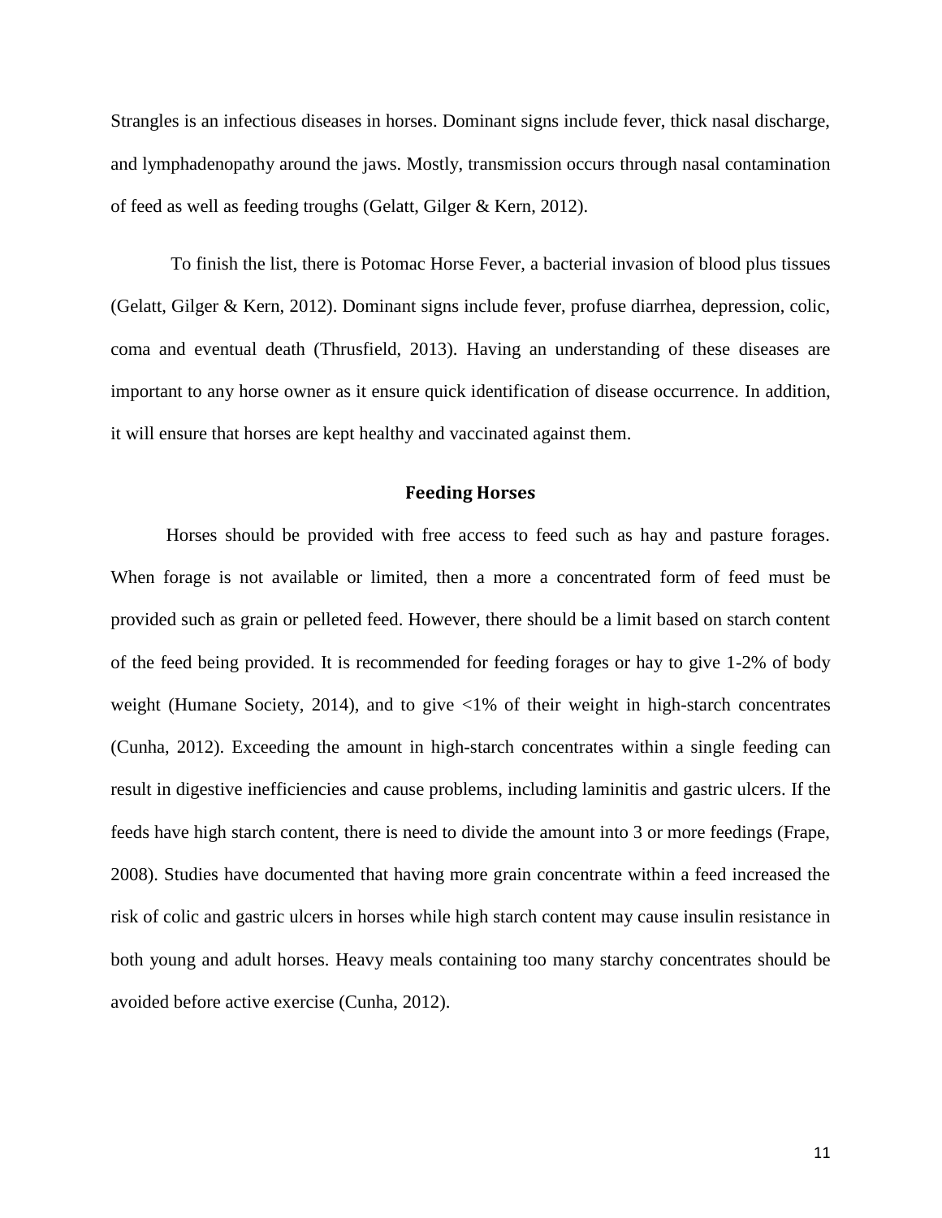Strangles is an infectious diseases in horses. Dominant signs include fever, thick nasal discharge, and lymphadenopathy around the jaws. Mostly, transmission occurs through nasal contamination of feed as well as feeding troughs (Gelatt, Gilger & Kern, 2012).

To finish the list, there is Potomac Horse Fever, a bacterial invasion of blood plus tissues (Gelatt, Gilger & Kern, 2012). Dominant signs include fever, profuse diarrhea, depression, colic, coma and eventual death (Thrusfield, 2013). Having an understanding of these diseases are important to any horse owner as it ensure quick identification of disease occurrence. In addition, it will ensure that horses are kept healthy and vaccinated against them.

## Feeding Horses

Horses should be provided with free access to feed such as hay and pasture forages. When forage is not available or limited, then a more a concentrated form of feed must be provided such as grain or pelleted feed. However, there should be a limit based on starch content of the feed being provided. It is recommended for feeding forages or hay to give 1-2% of body weight (Humane Society, 2014), and to give <1% of their weight in high-starch concentrates (Cunha, 2012). Exceeding the amount in high-starch concentrates within a single feeding can result in digestive inefficiencies and cause problems, including laminitis and gastric ulcers. If the feeds have high starch content, there is need to divide the amount into 3 or more feedings (Frape, 2008). Studies have documented that having more grain concentrate within a feed increased the risk of colic and gastric ulcers in horses while high starch content may cause insulin resistance in both young and adult horses. Heavy meals containing too many starchy concentrates should be avoided before active exercise (Cunha, 2012).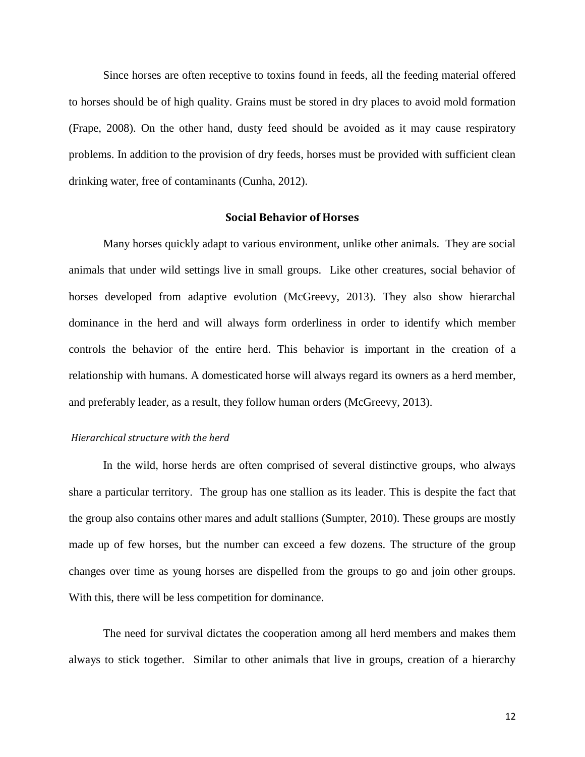Since horses are often receptive to toxins found in feeds, all the feeding material offered to horses should be of high quality. Grains must be stored in dry places to avoid mold formation (Frape, 2008). On the other hand, dusty feed should be avoided as it may cause respiratory problems. In addition to the provision of dry feeds, horses must be provided with sufficient clean drinking water, free of contaminants (Cunha, 2012).

## Social Behavior of Horses

Many horses quickly adapt to various environment, unlike other animals. They are social animals that under wild settings live in small groups. Like other creatures, social behavior of horses developed from adaptive evolution (McGreevy, 2013). They also show hierarchal dominance in the herd and will always form orderliness in order to identify which member controls the behavior of the entire herd. This behavior is important in the creation of a relationship with humans. A domesticated horse will always regard its owners as a herd member, and preferably leader, as a result, they follow human orders (McGreevy, 2013).

### *Hierarchical structure with the herd*

In the wild, horse herds are often comprised of several distinctive groups, who always share a particular territory. The group has one stallion as its leader. This is despite the fact that the group also contains other mares and adult stallions (Sumpter, 2010). These groups are mostly made up of few horses, but the number can exceed a few dozens. The structure of the group changes over time as young horses are dispelled from the groups to go and join other groups. With this, there will be less competition for dominance.

The need for survival dictates the cooperation among all herd members and makes them always to stick together. Similar to other animals that live in groups, creation of a hierarchy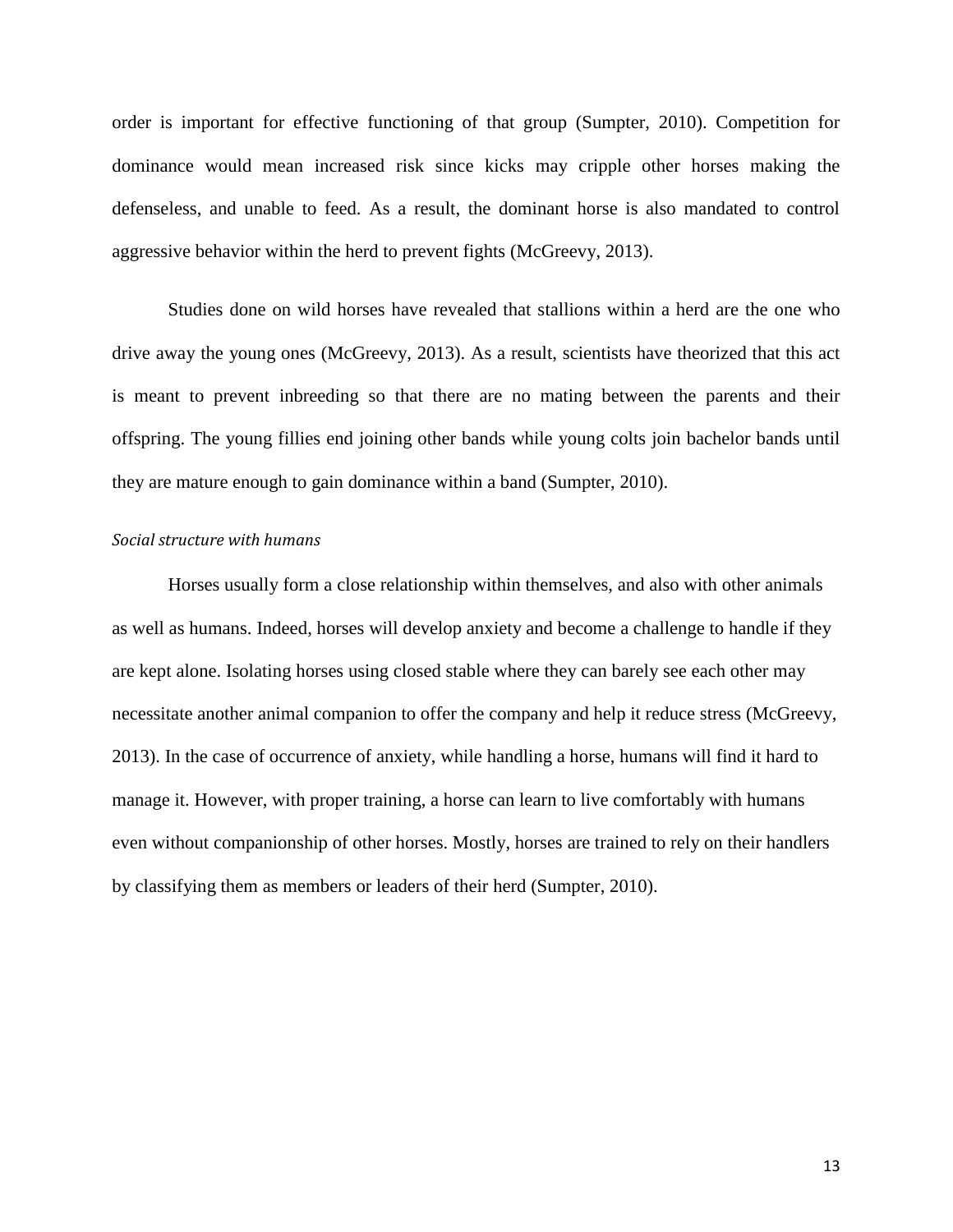order is important for effective functioning of that group (Sumpter, 2010). Competition for dominance would mean increased risk since kicks may cripple other horses making the defenseless, and unable to feed. As a result, the dominant horse is also mandated to control aggressive behavior within the herd to prevent fights (McGreevy, 2013).

Studies done on wild horses have revealed that stallions within a herd are the one who drive away the young ones (McGreevy, 2013). As a result, scientists have theorized that this act is meant to prevent inbreeding so that there are no mating between the parents and their offspring. The young fillies end joining other bands while young colts join bachelor bands until they are mature enough to gain dominance within a band (Sumpter, 2010).

*Social structure with humans*

Horses usually form a close relationship within themselves, and also with other animals as well as humans. Indeed, horses will develop anxiety and become a challenge to handle if they are kept alone. Isolating horses using closed stable where they can barely see each other may necessitate another animal companion to offer the company and help it reduce stress (McGreevy, 2013). In the case of occurrence of anxiety, while handling a horse, humans will find it hard to manage it. However, with proper training, a horse can learn to live comfortably with humans even without companionship of other horses. Mostly, horses are trained to rely on their handlers by classifying them as members or leaders of their herd (Sumpter, 2010).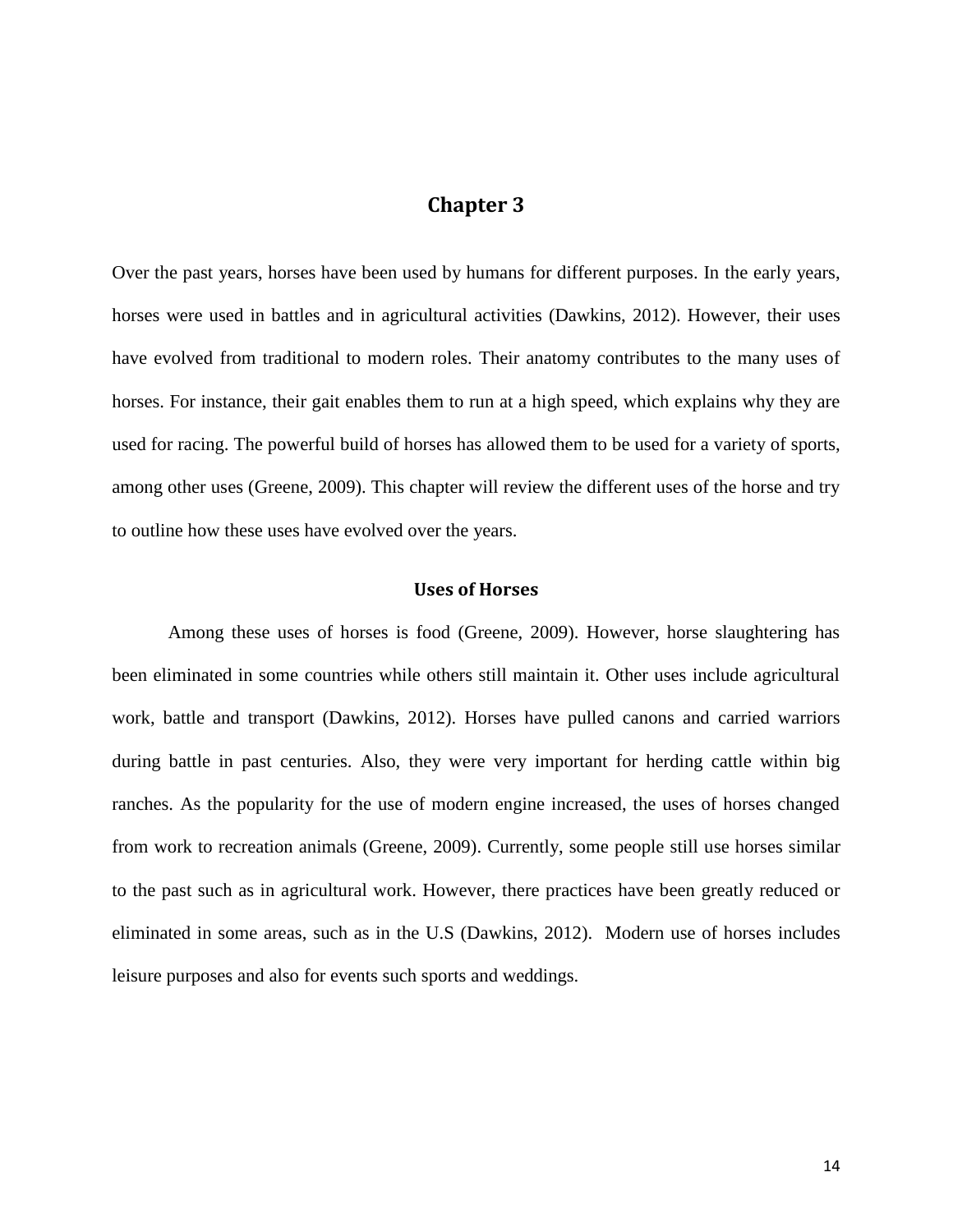# Chapter 3

Over the past years, horses have been used by humans for different purposes. In the early years, horses were used in battles and in agricultural activities (Dawkins, 2012). However, their uses have evolved from traditional to modern roles. Their anatomy contributes to the many uses of horses. For instance, their gait enables them to run at a high speed, which explains why they are used for racing. The powerful build of horses has allowed them to be used for a variety of sports, among other uses (Greene, 2009). This chapter will review the different uses of the horse and try to outline how these uses have evolved over the years.

## Uses of Horses

Among these uses of horses is food (Greene, 2009). However, horse slaughtering has been eliminated in some countries while others still maintain it. Other uses include agricultural work, battle and transport (Dawkins, 2012). Horses have pulled canons and carried warriors during battle in past centuries. Also, they were very important for herding cattle within big ranches. As the popularity for the use of modern engine increased, the uses of horses changed from work to recreation animals (Greene, 2009). Currently, some people still use horses similar to the past such as in agricultural work. However, there practices have been greatly reduced or eliminated in some areas, such as in the U.S (Dawkins, 2012). Modern use of horses includes leisure purposes and also for events such sports and weddings.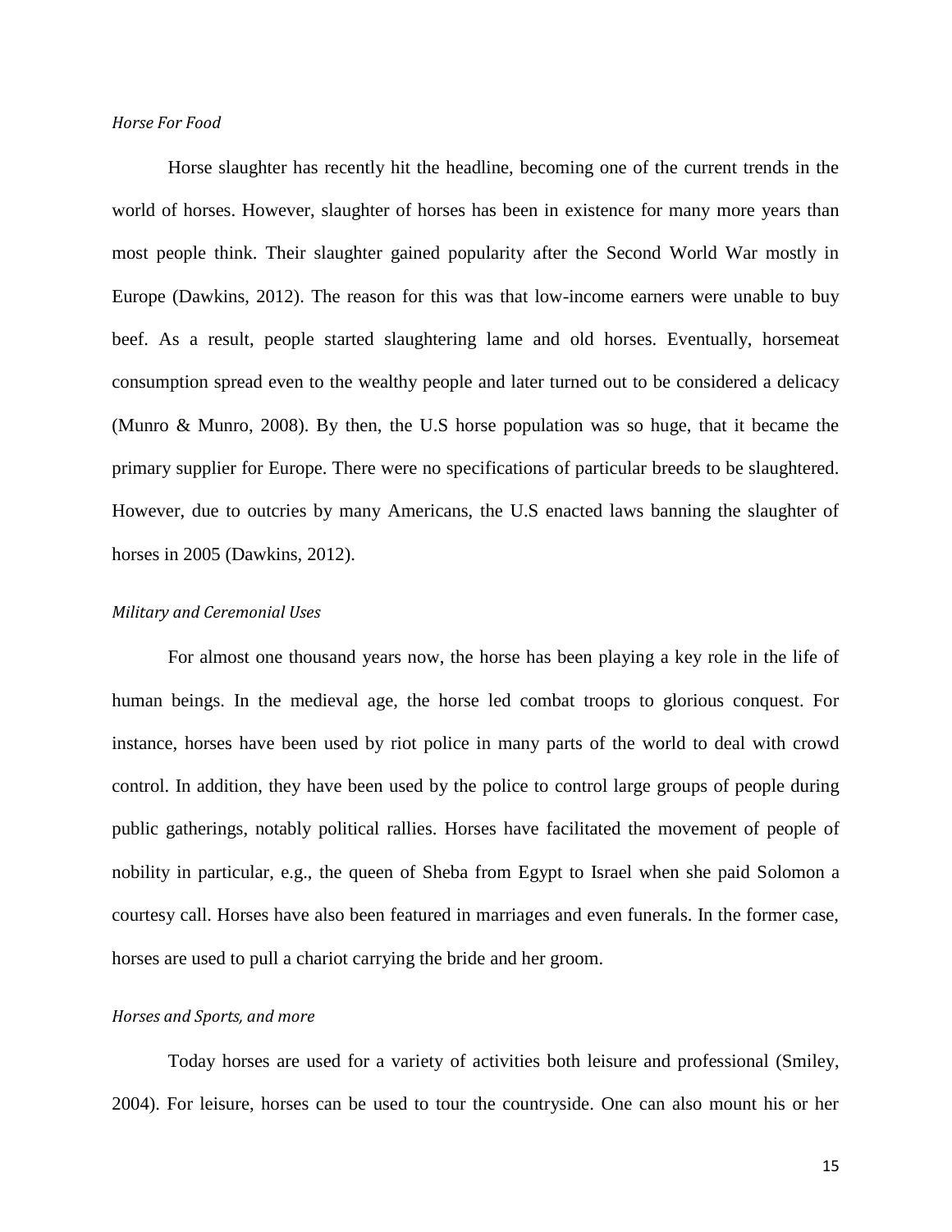*Horse For Food*

Horse slaughter has recently hit the headline, becoming one of the current trends in the world of horses. However, slaughter of horses has been in existence for many more years than most people think. Their slaughter gained popularity after the Second World War mostly in Europe (Dawkins, 2012). The reason for this was that low-income earners were unable to buy beef. As a result, people started slaughtering lame and old horses. Eventually, horsemeat consumption spread even to the wealthy people and later turned out to be considered a delicacy (Munro & Munro, 2008). By then, the U.S horse population was so huge, that it became the primary supplier for Europe. There were no specifications of particular breeds to be slaughtered. However, due to outcries by many Americans, the U.S enacted laws banning the slaughter of horses in 2005 (Dawkins, 2012).

*Military and Ceremonial Uses*

For almost one thousand years now, the horse has been playing a key role in the life of human beings. In the medieval age, the horse led combat troops to glorious conquest. For instance, horses have been used by riot police in many parts of the world to deal with crowd control. In addition, they have been used by the police to control large groups of people during public gatherings, notably political rallies. Horses have facilitated the movement of people of nobility in particular, e.g., the queen of Sheba from Egypt to Israel when she paid Solomon a courtesy call. Horses have also been featured in marriages and even funerals. In the former case, horses are used to pull a chariot carrying the bride and her groom.

*Horses and Sports, and more*

Today horses are used for a variety of activities both leisure and professional (Smiley, 2004). For leisure, horses can be used to tour the countryside. One can also mount his or her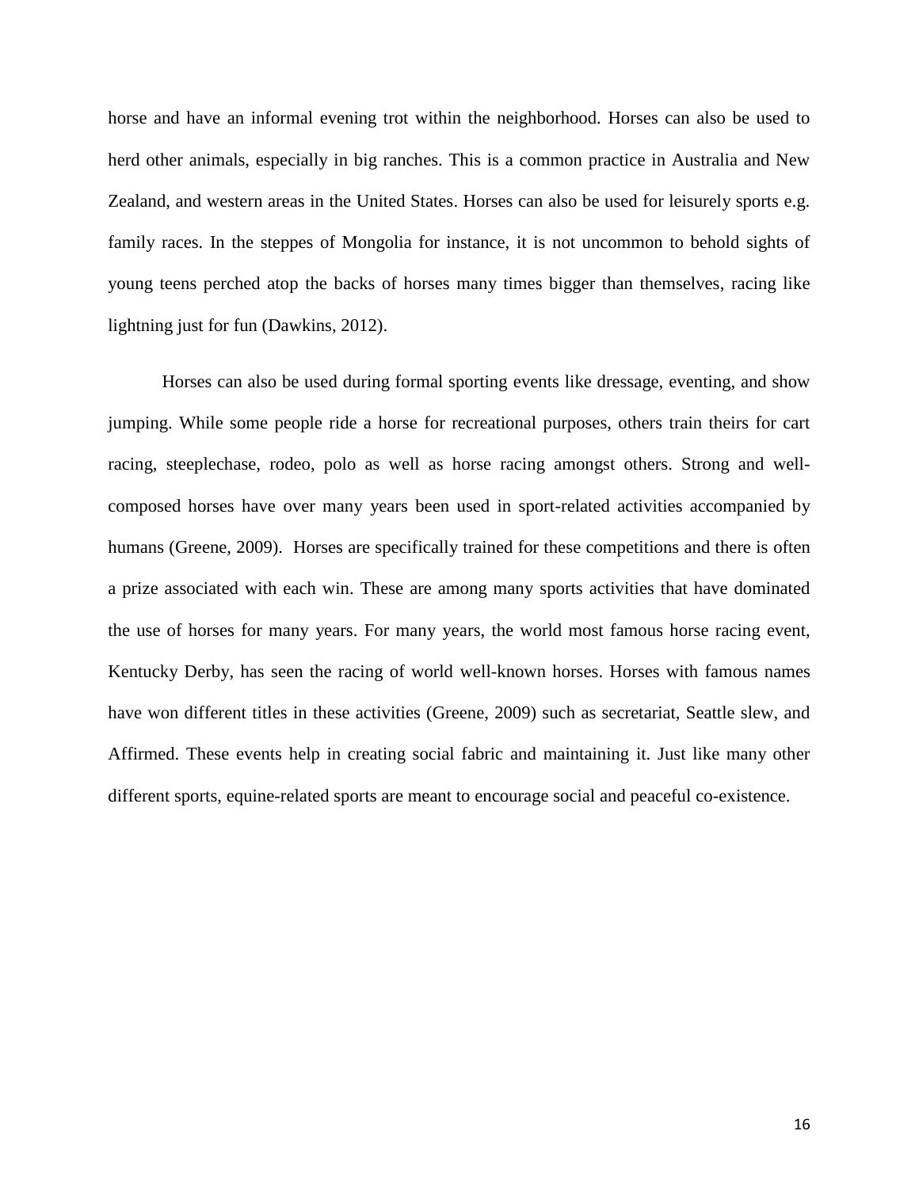horse and have an informal evening trot within the neighborhood. Horses can also be used to herd other animals, especially in big ranches. This is a common practice in Australia and New Zealand, and western areas in the United States. Horses can also be used for leisurely sports e.g. family races. In the steppes of Mongolia for instance, it is not uncommon to behold sights of young teens perched atop the backs of horses many times bigger than themselves, racing like lightning just for fun (Dawkins, 2012).

Horses can also be used during formal sporting events like dressage, eventing, and show jumping. While some people ride a horse for recreational purposes, others train theirs for cart racing, steeplechase, rodeo, polo as well as horse racing amongst others. Strong and well-composed horses have over many years been used in sport-related activities accompanied by humans (Greene, 2009). Horses are specifically trained for these competitions and there is often a prize associated with each win. These are among many sports activities that have dominated the use of horses for many years. For many years, the world most famous horse racing event, Kentucky Derby, has seen the racing of world well-known horses. Horses with famous names have won different titles in these activities (Greene, 2009) such as secretariat, Seattle slew, and Affirmed. These events help in creating social fabric and maintaining it. Just like many other different sports, equine-related sports are meant to encourage social and peaceful co-existence.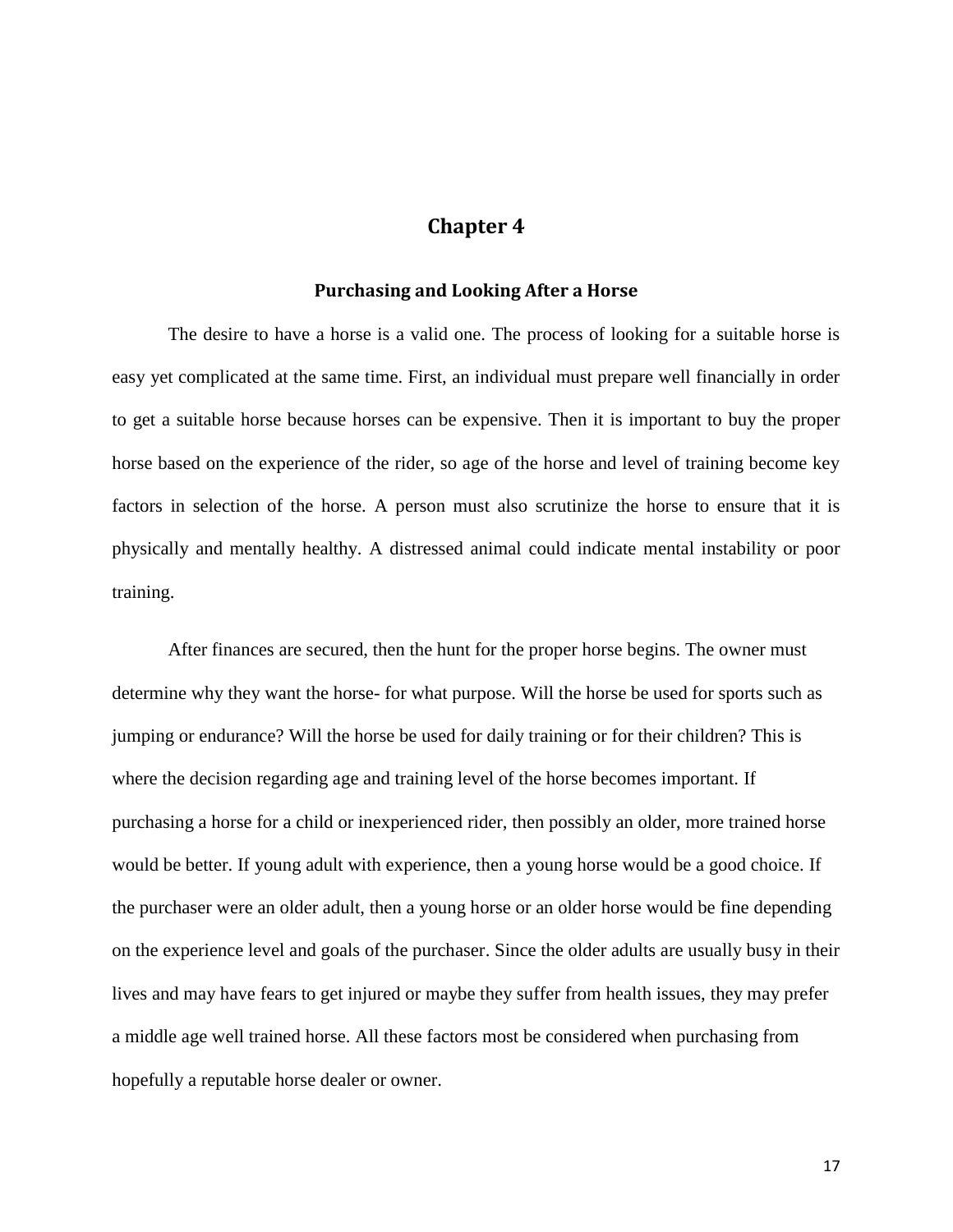# Chapter 4

## Purchasing and Looking After a Horse

The desire to have a horse is a valid one. The process of looking for a suitable horse is easy yet complicated at the same time. First, an individual must prepare well financially in order to get a suitable horse because horses can be expensive. Then it is important to buy the proper horse based on the experience of the rider, so age of the horse and level of training become key factors in selection of the horse. A person must also scrutinize the horse to ensure that it is physically and mentally healthy. A distressed animal could indicate mental instability or poor training.

After finances are secured, then the hunt for the proper horse begins. The owner must determine why they want the horse- for what purpose. Will the horse be used for sports such as jumping or endurance? Will the horse be used for daily training or for their children? This is where the decision regarding age and training level of the horse becomes important. If purchasing a horse for a child or inexperienced rider, then possibly an older, more trained horse would be better. If young adult with experience, then a young horse would be a good choice. If the purchaser were an older adult, then a young horse or an older horse would be fine depending on the experience level and goals of the purchaser. Since the older adults are usually busy in their lives and may have fears to get injured or maybe they suffer from health issues, they may prefer a middle age well trained horse. All these factors most be considered when purchasing from hopefully a reputable horse dealer or owner.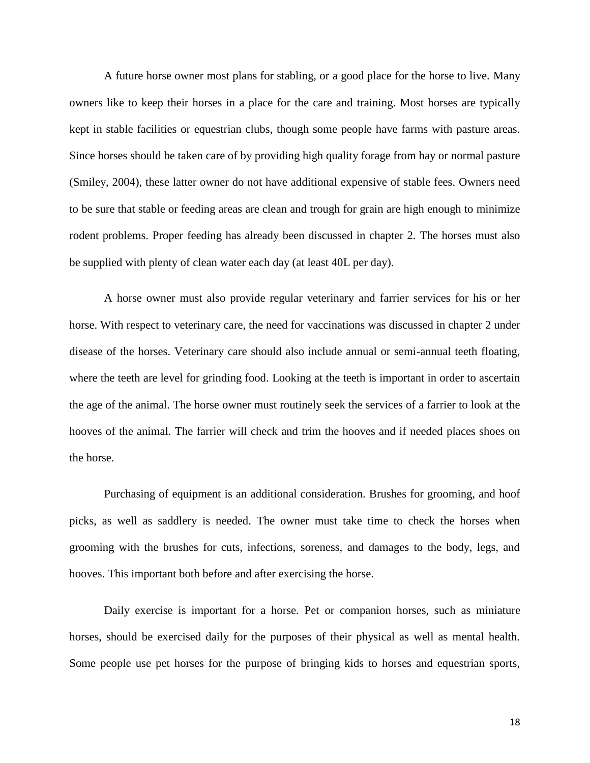A future horse owner most plans for stabling, or a good place for the horse to live. Many owners like to keep their horses in a place for the care and training. Most horses are typically kept in stable facilities or equestrian clubs, though some people have farms with pasture areas. Since horses should be taken care of by providing high quality forage from hay or normal pasture (Smiley, 2004), these latter owner do not have additional expensive of stable fees. Owners need to be sure that stable or feeding areas are clean and trough for grain are high enough to minimize rodent problems. Proper feeding has already been discussed in chapter 2. The horses must also be supplied with plenty of clean water each day (at least 40L per day).

A horse owner must also provide regular veterinary and farrier services for his or her horse. With respect to veterinary care, the need for vaccinations was discussed in chapter 2 under disease of the horses. Veterinary care should also include annual or semi-annual teeth floating, where the teeth are level for grinding food. Looking at the teeth is important in order to ascertain the age of the animal. The horse owner must routinely seek the services of a farrier to look at the hooves of the animal. The farrier will check and trim the hooves and if needed places shoes on the horse.

Purchasing of equipment is an additional consideration. Brushes for grooming, and hoof picks, as well as saddlery is needed. The owner must take time to check the horses when grooming with the brushes for cuts, infections, soreness, and damages to the body, legs, and hooves. This important both before and after exercising the horse.

Daily exercise is important for a horse. Pet or companion horses, such as miniature horses, should be exercised daily for the purposes of their physical as well as mental health. Some people use pet horses for the purpose of bringing kids to horses and equestrian sports,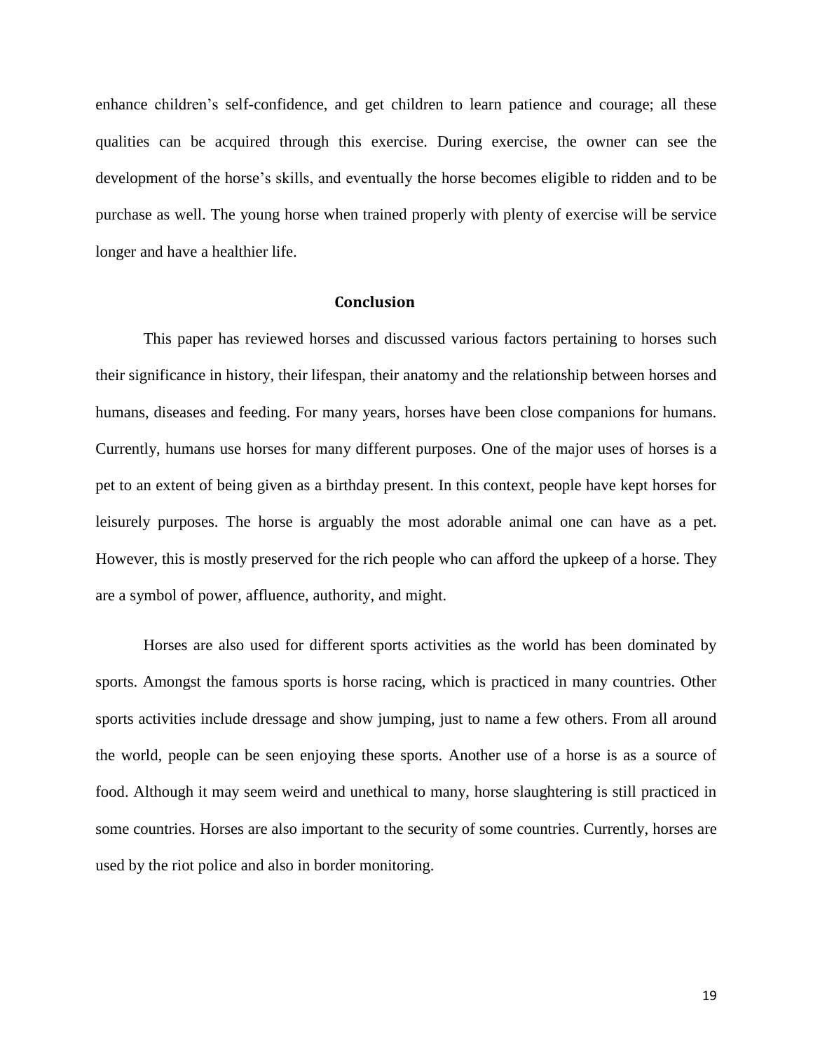enhance children's self-confidence, and get children to learn patience and courage; all these qualities can be acquired through this exercise. During exercise, the owner can see the development of the horse's skills, and eventually the horse becomes eligible to ridden and to be purchase as well. The young horse when trained properly with plenty of exercise will be service longer and have a healthier life.

## Conclusion

This paper has reviewed horses and discussed various factors pertaining to horses such their significance in history, their lifespan, their anatomy and the relationship between horses and humans, diseases and feeding. For many years, horses have been close companions for humans. Currently, humans use horses for many different purposes. One of the major uses of horses is a pet to an extent of being given as a birthday present. In this context, people have kept horses for leisurely purposes. The horse is arguably the most adorable animal one can have as a pet. However, this is mostly preserved for the rich people who can afford the upkeep of a horse. They are a symbol of power, affluence, authority, and might.

Horses are also used for different sports activities as the world has been dominated by sports. Amongst the famous sports is horse racing, which is practiced in many countries. Other sports activities include dressage and show jumping, just to name a few others. From all around the world, people can be seen enjoying these sports. Another use of a horse is as a source of food. Although it may seem weird and unethical to many, horse slaughtering is still practiced in some countries. Horses are also important to the security of some countries. Currently, horses are used by the riot police and also in border monitoring.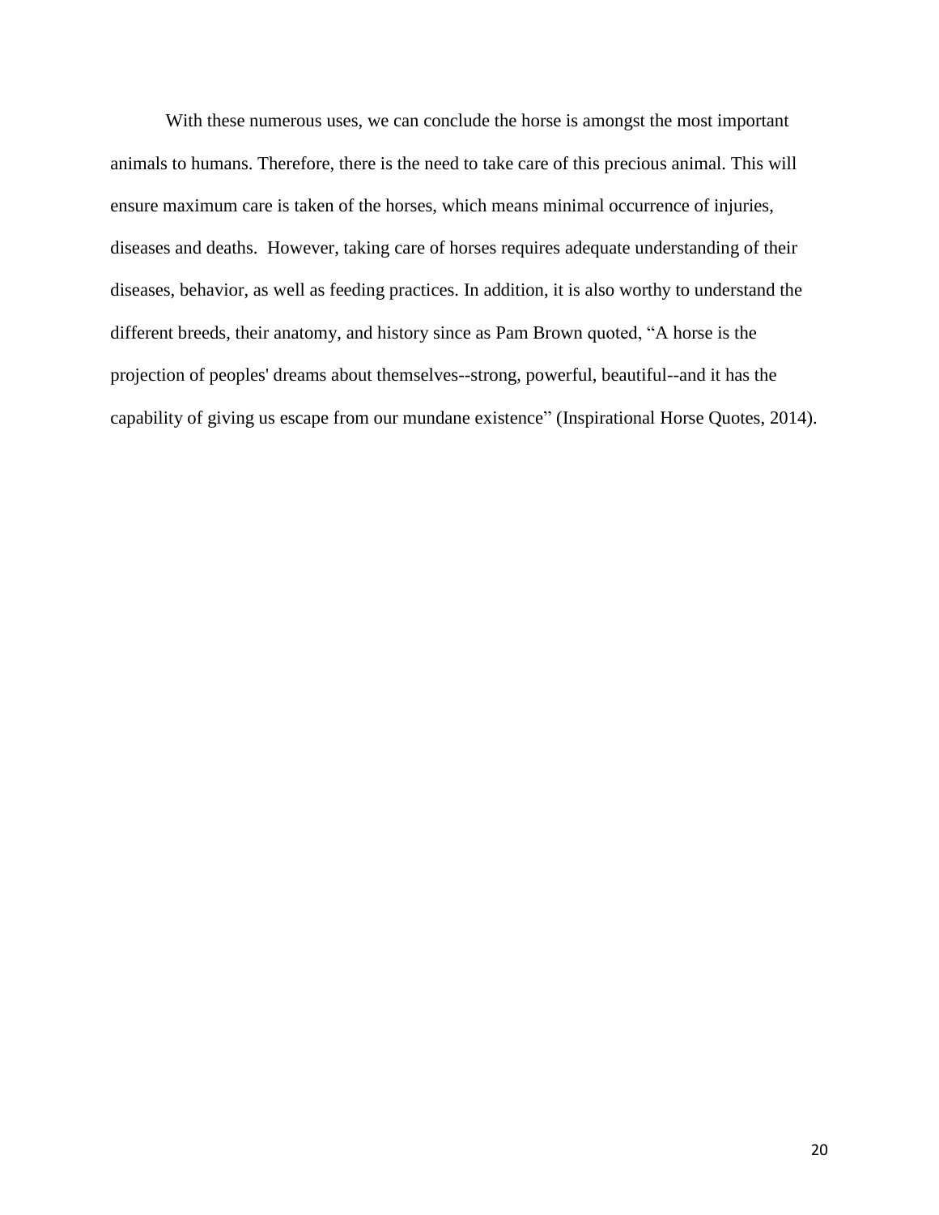With these numerous uses, we can conclude the horse is amongst the most important animals to humans. Therefore, there is the need to take care of this precious animal. This will ensure maximum care is taken of the horses, which means minimal occurrence of injuries, diseases and deaths. However, taking care of horses requires adequate understanding of their diseases, behavior, as well as feeding practices. In addition, it is also worthy to understand the different breeds, their anatomy, and history since as Pam Brown quoted, “A horse is the projection of peoples' dreams about themselves--strong, powerful, beautiful--and it has the capability of giving us escape from our mundane existence” (Inspirational Horse Quotes, 2014).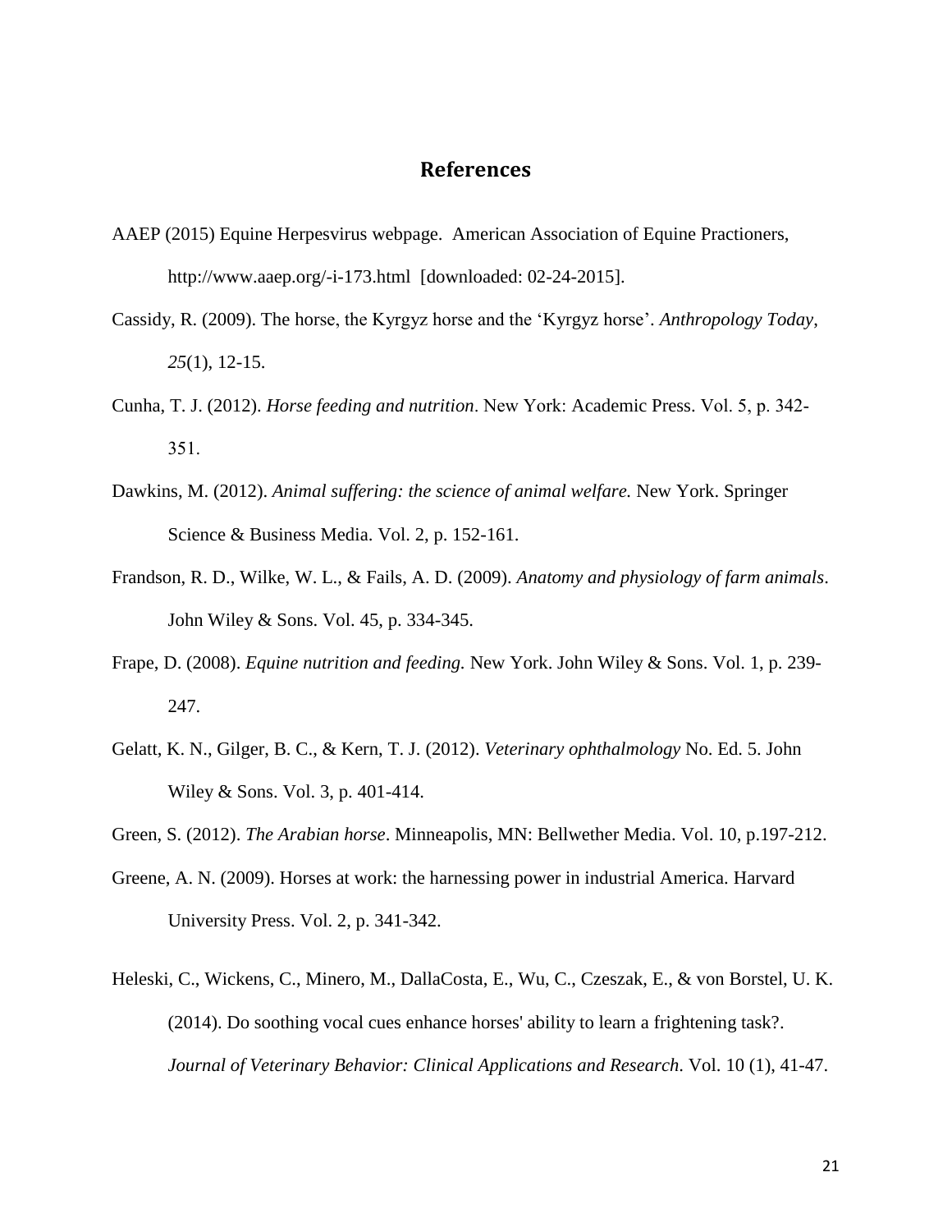## References

AAEP (2015) Equine Herpesvirus webpage. American Association of Equine Practioners, http://www.aaep.org/-i-173.html [downloaded: 02-24-2015].

Cassidy, R. (2009). The horse, the Kyrgyz horse and the 'Kyrgyz horse'. *Anthropology Today*, *25*(1), 12-15.

Cunha, T. J. (2012). *Horse feeding and nutrition*. New York: Academic Press. Vol. 5, p. 342-351.

Dawkins, M. (2012). *Animal suffering: the science of animal welfare.* New York. Springer Science & Business Media. Vol. 2, p. 152-161.

Frandson, R. D., Wilke, W. L., & Fails, A. D. (2009). *Anatomy and physiology of farm animals*. John Wiley & Sons. Vol. 45, p. 334-345.

Frape, D. (2008). *Equine nutrition and feeding.* New York. John Wiley & Sons. Vol. 1, p. 239-247.

Gelatt, K. N., Gilger, B. C., & Kern, T. J. (2012). *Veterinary ophthalmology* No. Ed. 5. John Wiley & Sons. Vol. 3, p. 401-414.

Green, S. (2012). *The Arabian horse*. Minneapolis, MN: Bellwether Media. Vol. 10, p.197-212.

Greene, A. N. (2009). Horses at work: the harnessing power in industrial America. Harvard University Press. Vol. 2, p. 341-342.

Heleski, C., Wickens, C., Minero, M., DallaCosta, E., Wu, C., Czeszak, E., & von Borstel, U. K. (2014). Do soothing vocal cues enhance horses' ability to learn a frightening task?. *Journal of Veterinary Behavior: Clinical Applications and Research*. Vol. 10 (1), 41-47.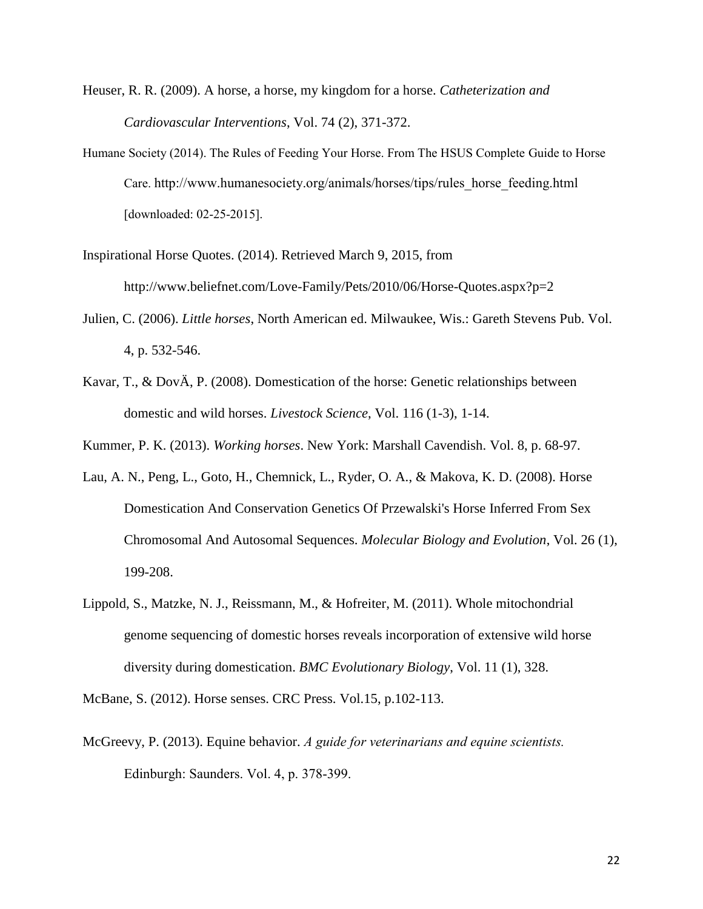Heuser, R. R. (2009). A horse, a horse, my kingdom for a horse. *Catheterization and Cardiovascular Interventions*, Vol. 74 (2), 371-372.

Humane Society (2014). The Rules of Feeding Your Horse. From The HSUS Complete Guide to Horse Care. http://www.humanesociety.org/animals/horses/tips/rules_horse_feeding.html [downloaded: 02-25-2015].

Inspirational Horse Quotes. (2014). Retrieved March 9, 2015, from http://www.beliefnet.com/Love-Family/Pets/2010/06/Horse-Quotes.aspx?p=2

Julien, C. (2006). *Little horses*, North American ed. Milwaukee, Wis.: Gareth Stevens Pub. Vol. 4, p. 532-546.

Kavar, T., & DovÄ, P. (2008). Domestication of the horse: Genetic relationships between domestic and wild horses. *Livestock Science*, Vol. 116 (1-3), 1-14.

Kummer, P. K. (2013). *Working horses*. New York: Marshall Cavendish. Vol. 8, p. 68-97.

Lau, A. N., Peng, L., Goto, H., Chemnick, L., Ryder, O. A., & Makova, K. D. (2008). Horse Domestication And Conservation Genetics Of Przewalski's Horse Inferred From Sex Chromosomal And Autosomal Sequences. *Molecular Biology and Evolution*, Vol. 26 (1), 199-208.

Lippold, S., Matzke, N. J., Reissmann, M., & Hofreiter, M. (2011). Whole mitochondrial genome sequencing of domestic horses reveals incorporation of extensive wild horse diversity during domestication. *BMC Evolutionary Biology*, Vol. 11 (1), 328.

McBane, S. (2012). Horse senses. CRC Press. Vol.15, p.102-113.

McGreevy, P. (2013). Equine behavior. *A guide for veterinarians and equine scientists.* Edinburgh: Saunders. Vol. 4, p. 378-399.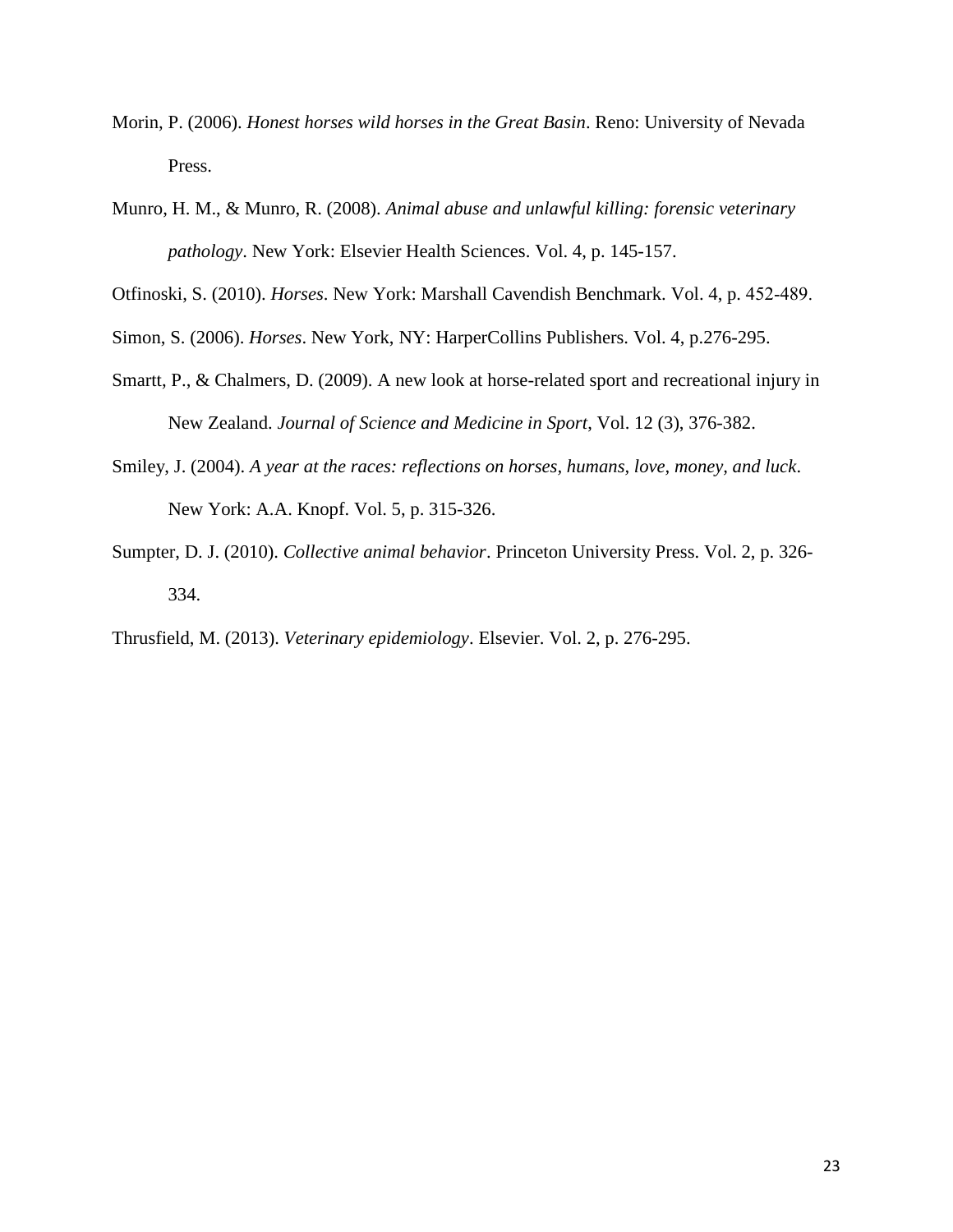Morin, P. (2006). *Honest horses wild horses in the Great Basin*. Reno: University of Nevada Press.

Munro, H. M., & Munro, R. (2008). *Animal abuse and unlawful killing: forensic veterinary pathology*. New York: Elsevier Health Sciences. Vol. 4, p. 145-157.

Otfinoski, S. (2010). *Horses*. New York: Marshall Cavendish Benchmark. Vol. 4, p. 452-489.

Simon, S. (2006). *Horses*. New York, NY: HarperCollins Publishers. Vol. 4, p.276-295.

Smartt, P., & Chalmers, D. (2009). A new look at horse-related sport and recreational injury in New Zealand. *Journal of Science and Medicine in Sport*, Vol. 12 (3), 376-382.

Smiley, J. (2004). *A year at the races: reflections on horses, humans, love, money, and luck*. New York: A.A. Knopf. Vol. 5, p. 315-326.

Sumpter, D. J. (2010). *Collective animal behavior*. Princeton University Press. Vol. 2, p. 326-334.

Thrusfield, M. (2013). *Veterinary epidemiology*. Elsevier. Vol. 2, p. 276-295.